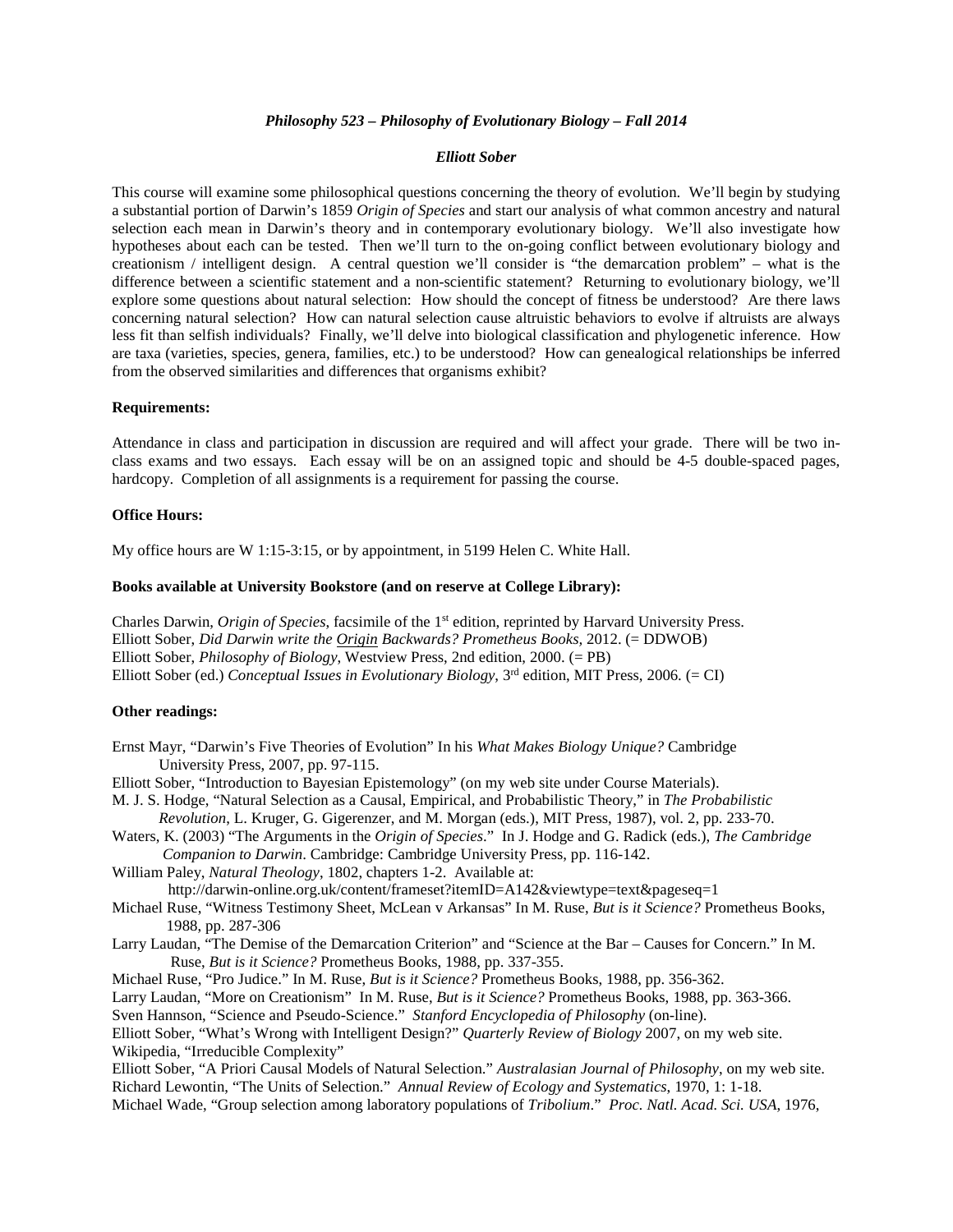***Philosophy 523 – Philosophy of Evolutionary Biology – Fall 2014***

***Elliott Sober***

This course will examine some philosophical questions concerning the theory of evolution. We'll begin by studying a substantial portion of Darwin's 1859 *Origin of Species* and start our analysis of what common ancestry and natural selection each mean in Darwin's theory and in contemporary evolutionary biology. We'll also investigate how hypotheses about each can be tested. Then we'll turn to the on-going conflict between evolutionary biology and creationism / intelligent design. A central question we'll consider is "the demarcation problem" – what is the difference between a scientific statement and a non-scientific statement? Returning to evolutionary biology, we'll explore some questions about natural selection: How should the concept of fitness be understood? Are there laws concerning natural selection? How can natural selection cause altruistic behaviors to evolve if altruists are always less fit than selfish individuals? Finally, we'll delve into biological classification and phylogenetic inference. How are taxa (varieties, species, genera, families, etc.) to be understood? How can genealogical relationships be inferred from the observed similarities and differences that organisms exhibit?

**Requirements:**

Attendance in class and participation in discussion are required and will affect your grade. There will be two in-class exams and two essays. Each essay will be on an assigned topic and should be 4-5 double-spaced pages, hardcopy. Completion of all assignments is a requirement for passing the course.

**Office Hours:**

My office hours are W 1:15-3:15, or by appointment, in 5199 Helen C. White Hall.

**Books available at University Bookstore (and on reserve at College Library):**

Charles Darwin, *Origin of Species*, facsimile of the 1st edition, reprinted by Harvard University Press.
Elliott Sober, *Did Darwin write the Origin Backwards? Prometheus Books*, 2012. (= DDWOB)
Elliott Sober, *Philosophy of Biology*, Westview Press, 2nd edition, 2000. (= PB)
Elliott Sober (ed.) *Conceptual Issues in Evolutionary Biology*, 3rd edition, MIT Press, 2006. (= CI)

**Other readings:**

Ernst Mayr, "Darwin's Five Theories of Evolution" In his *What Makes Biology Unique?* Cambridge University Press, 2007, pp. 97-115.
Elliott Sober, "Introduction to Bayesian Epistemology" (on my web site under Course Materials).
M. J. S. Hodge, "Natural Selection as a Causal, Empirical, and Probabilistic Theory," in *The Probabilistic Revolution*, L. Kruger, G. Gigerenzer, and M. Morgan (eds.), MIT Press, 1987), vol. 2, pp. 233-70.
Waters, K. (2003) "The Arguments in the *Origin of Species*." In J. Hodge and G. Radick (eds.), *The Cambridge Companion to Darwin*. Cambridge: Cambridge University Press, pp. 116-142.
William Paley, *Natural Theology*, 1802, chapters 1-2. Available at: http://darwin-online.org.uk/content/frameset?itemID=A142&viewtype=text&pageseq=1
Michael Ruse, "Witness Testimony Sheet, McLean v Arkansas" In M. Ruse, *But is it Science?* Prometheus Books, 1988, pp. 287-306
Larry Laudan, "The Demise of the Demarcation Criterion" and "Science at the Bar – Causes for Concern." In M. Ruse, *But is it Science?* Prometheus Books, 1988, pp. 337-355.
Michael Ruse, "Pro Judice." In M. Ruse, *But is it Science?* Prometheus Books, 1988, pp. 356-362.
Larry Laudan, "More on Creationism" In M. Ruse, *But is it Science?* Prometheus Books, 1988, pp. 363-366.
Sven Hannson, "Science and Pseudo-Science." *Stanford Encyclopedia of Philosophy* (on-line).
Elliott Sober, "What's Wrong with Intelligent Design?" *Quarterly Review of Biology* 2007, on my web site.
Wikipedia, "Irreducible Complexity"
Elliott Sober, "A Priori Causal Models of Natural Selection." *Australasian Journal of Philosophy*, on my web site.
Richard Lewontin, "The Units of Selection." *Annual Review of Ecology and Systematics*, 1970, 1: 1-18.
Michael Wade, "Group selection among laboratory populations of *Tribolium*." *Proc. Natl. Acad. Sci. USA*, 1976,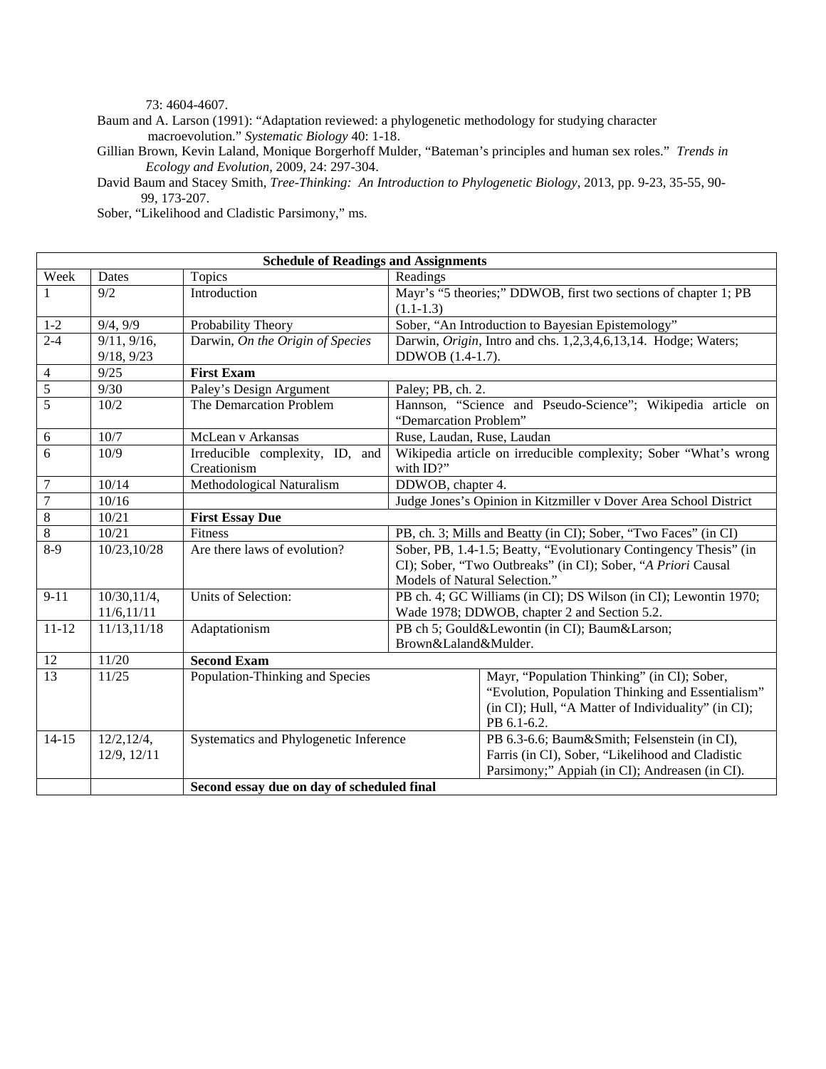73: 4604-4607.

Baum and A. Larson (1991): "Adaptation reviewed: a phylogenetic methodology for studying character macroevolution." *Systematic Biology* 40: 1-18.

Gillian Brown, Kevin Laland, Monique Borgerhoff Mulder, "Bateman's principles and human sex roles." *Trends in Ecology and Evolution*, 2009, 24: 297-304.

David Baum and Stacey Smith, *Tree-Thinking: An Introduction to Phylogenetic Biology*, 2013, pp. 9-23, 35-55, 90-99, 173-207.

Sober, "Likelihood and Cladistic Parsimony," ms.

| **Schedule of Readings and Assignments** | | | |
|---|---|---|---|
| Week | Dates | Topics | Readings |
| 1 | 9/2 | Introduction | Mayr's "5 theories;" DDWOB, first two sections of chapter 1; PB (1.1-1.3) |
| 1-2 | 9/4, 9/9 | Probability Theory | Sober, "An Introduction to Bayesian Epistemology" |
| 2-4 | 9/11, 9/16, 9/18, 9/23 | Darwin, *On the Origin of Species* | Darwin, *Origin*, Intro and chs. 1,2,3,4,6,13,14. Hodge; Waters; DDWOB (1.4-1.7). |
| 4 | 9/25 | **First Exam** | |
| 5 | 9/30 | Paley's Design Argument | Paley; PB, ch. 2. |
| 5 | 10/2 | The Demarcation Problem | Hannson, "Science and Pseudo-Science"; Wikipedia article on "Demarcation Problem" |
| 6 | 10/7 | McLean v Arkansas | Ruse, Laudan, Ruse, Laudan |
| 6 | 10/9 | Irreducible complexity, ID, and Creationism | Wikipedia article on irreducible complexity; Sober "What's wrong with ID?" |
| 7 | 10/14 | Methodological Naturalism | DDWOB, chapter 4. |
| 7 | 10/16 | | Judge Jones's Opinion in Kitzmiller v Dover Area School District |
| 8 | 10/21 | **First Essay Due** | |
| 8 | 10/21 | Fitness | PB, ch. 3; Mills and Beatty (in CI); Sober, "Two Faces" (in CI) |
| 8-9 | 10/23,10/28 | Are there laws of evolution? | Sober, PB, 1.4-1.5; Beatty, "Evolutionary Contingency Thesis" (in CI); Sober, "Two Outbreaks" (in CI); Sober, "*A Priori* Causal Models of Natural Selection." |
| 9-11 | 10/30,11/4, 11/6,11/11 | Units of Selection: | PB ch. 4; GC Williams (in CI); DS Wilson (in CI); Lewontin 1970; Wade 1978; DDWOB, chapter 2 and Section 5.2. |
| 11-12 | 11/13,11/18 | Adaptationism | PB ch 5; Gould&Lewontin (in CI); Baum&Larson; Brown&Laland&Mulder. |
| 12 | 11/20 | **Second Exam** | |
| 13 | 11/25 | Population-Thinking and Species | Mayr, "Population Thinking" (in CI); Sober, "Evolution, Population Thinking and Essentialism" (in CI); Hull, "A Matter of Individuality" (in CI); PB 6.1-6.2. |
| 14-15 | 12/2,12/4, 12/9, 12/11 | Systematics and Phylogenetic Inference | PB 6.3-6.6; Baum&Smith; Felsenstein (in CI), Farris (in CI), Sober, "Likelihood and Cladistic Parsimony;" Appiah (in CI); Andreasen (in CI). |
| | | **Second essay due on day of scheduled final** | |